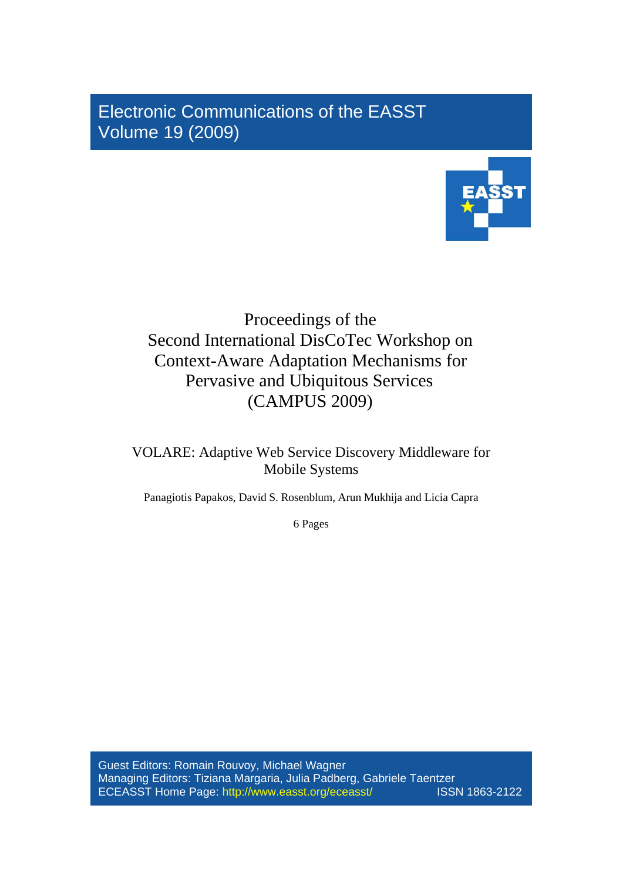Electronic Communications of the EASST
Volume 19 (2009)

# Proceedings of the Second International DisCoTec Workshop on Context-Aware Adaptation Mechanisms for Pervasive and Ubiquitous Services (CAMPUS 2009)

## VOLARE: Adaptive Web Service Discovery Middleware for Mobile Systems

Panagiotis Papakos, David S. Rosenblum, Arun Mukhija and Licia Capra

6 Pages

Guest Editors: Romain Rouvoy, Michael Wagner
Managing Editors: Tiziana Margaria, Julia Padberg, Gabriele Taentzer
ECEASST Home Page: http://www.easst.org/eceasst/ ISSN 1863-2122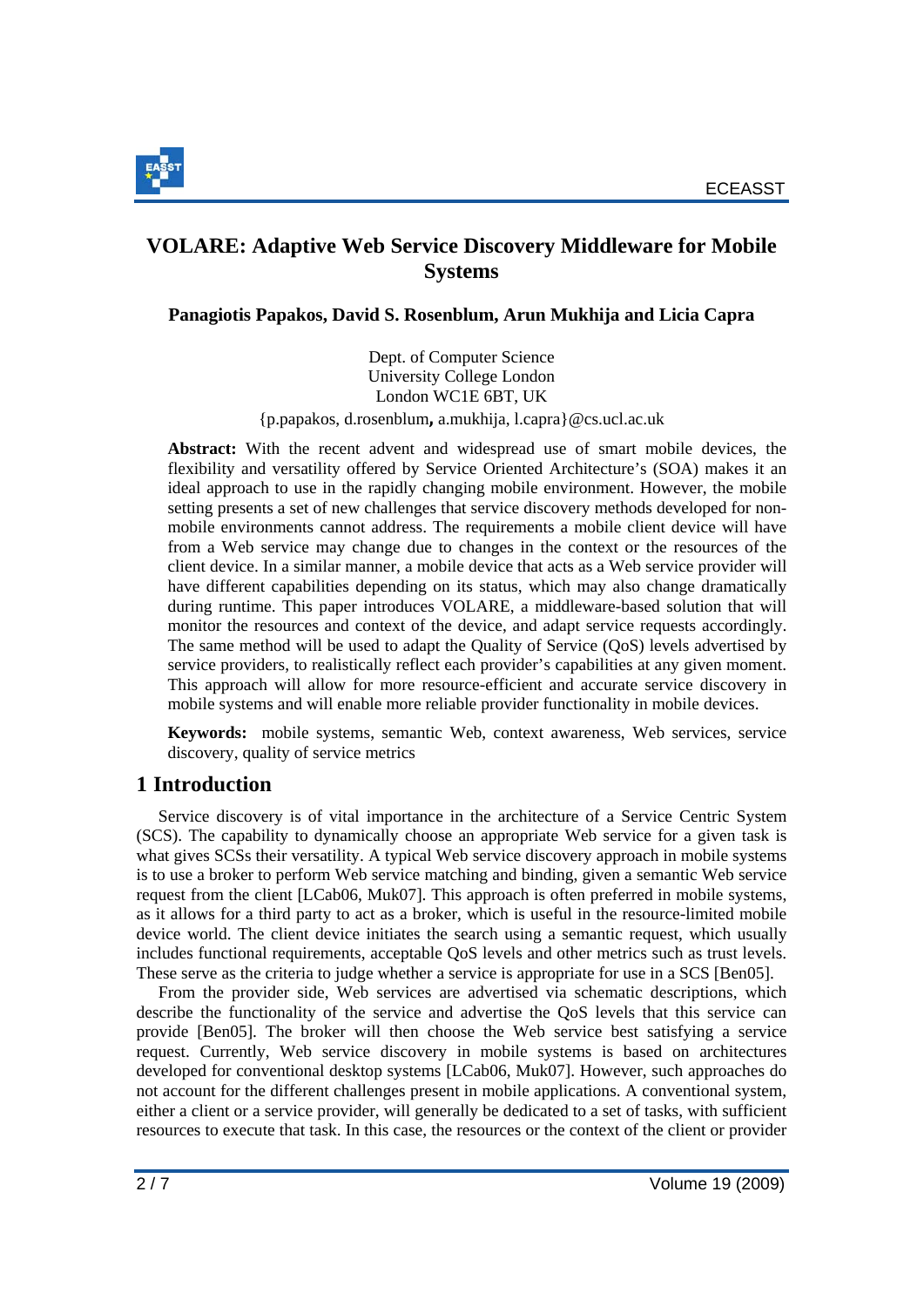# VOLARE: Adaptive Web Service Discovery Middleware for Mobile Systems

**Panagiotis Papakos, David S. Rosenblum, Arun Mukhija and Licia Capra**

Dept. of Computer Science
University College London
London WC1E 6BT, UK
{p.papakos, d.rosenblum, a.mukhija, l.capra}@cs.ucl.ac.uk

**Abstract:** With the recent advent and widespread use of smart mobile devices, the flexibility and versatility offered by Service Oriented Architecture's (SOA) makes it an ideal approach to use in the rapidly changing mobile environment. However, the mobile setting presents a set of new challenges that service discovery methods developed for non-mobile environments cannot address. The requirements a mobile client device will have from a Web service may change due to changes in the context or the resources of the client device. In a similar manner, a mobile device that acts as a Web service provider will have different capabilities depending on its status, which may also change dramatically during runtime. This paper introduces VOLARE, a middleware-based solution that will monitor the resources and context of the device, and adapt service requests accordingly. The same method will be used to adapt the Quality of Service (QoS) levels advertised by service providers, to realistically reflect each provider's capabilities at any given moment. This approach will allow for more resource-efficient and accurate service discovery in mobile systems and will enable more reliable provider functionality in mobile devices.

**Keywords:** mobile systems, semantic Web, context awareness, Web services, service discovery, quality of service metrics

## 1 Introduction

Service discovery is of vital importance in the architecture of a Service Centric System (SCS). The capability to dynamically choose an appropriate Web service for a given task is what gives SCSs their versatility. A typical Web service discovery approach in mobile systems is to use a broker to perform Web service matching and binding, given a semantic Web service request from the client [LCab06, Muk07]. This approach is often preferred in mobile systems, as it allows for a third party to act as a broker, which is useful in the resource-limited mobile device world. The client device initiates the search using a semantic request, which usually includes functional requirements, acceptable QoS levels and other metrics such as trust levels. These serve as the criteria to judge whether a service is appropriate for use in a SCS [Ben05].

From the provider side, Web services are advertised via schematic descriptions, which describe the functionality of the service and advertise the QoS levels that this service can provide [Ben05]. The broker will then choose the Web service best satisfying a service request. Currently, Web service discovery in mobile systems is based on architectures developed for conventional desktop systems [LCab06, Muk07]. However, such approaches do not account for the different challenges present in mobile applications. A conventional system, either a client or a service provider, will generally be dedicated to a set of tasks, with sufficient resources to execute that task. In this case, the resources or the context of the client or provider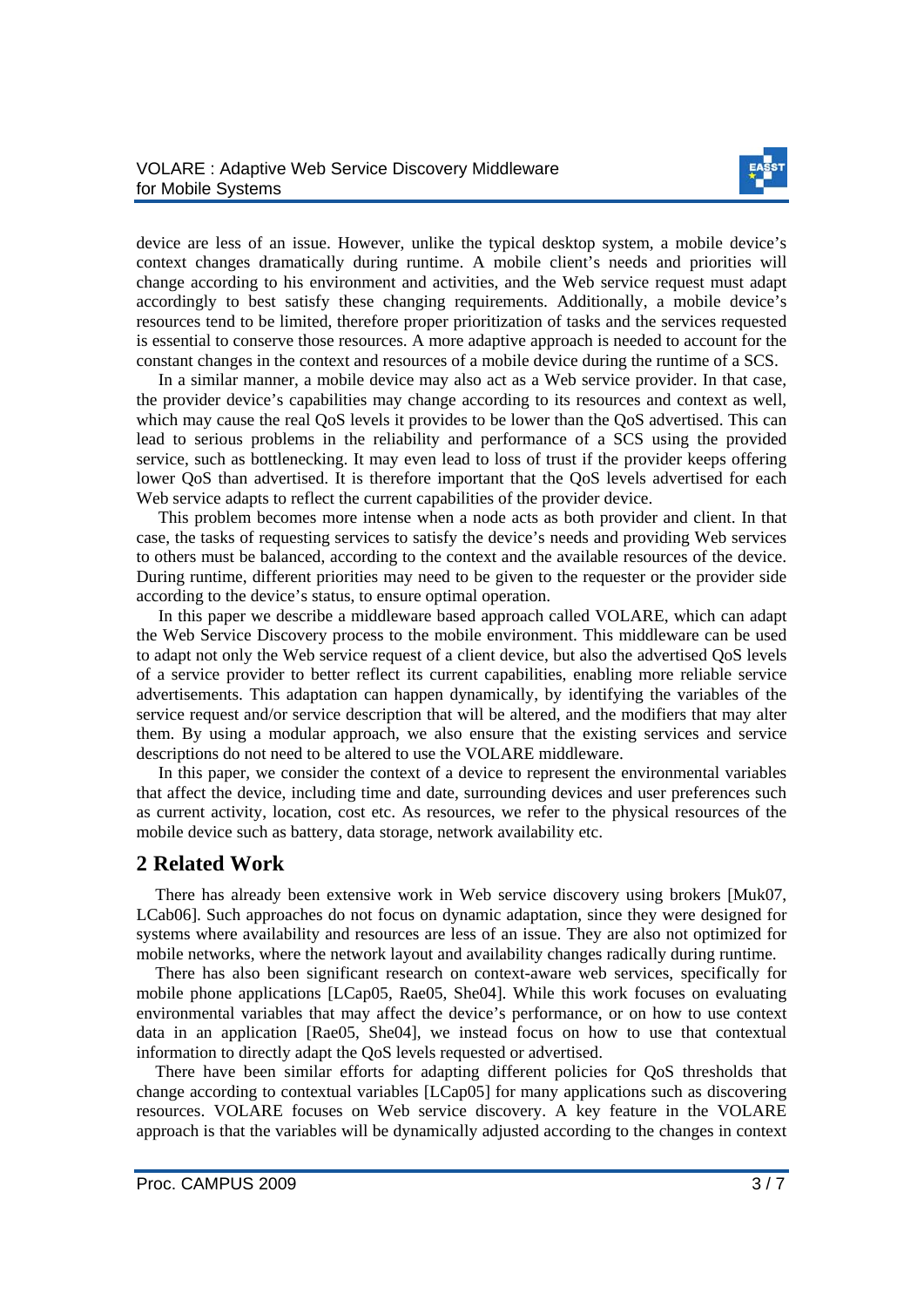device are less of an issue. However, unlike the typical desktop system, a mobile device's context changes dramatically during runtime. A mobile client's needs and priorities will change according to his environment and activities, and the Web service request must adapt accordingly to best satisfy these changing requirements. Additionally, a mobile device's resources tend to be limited, therefore proper prioritization of tasks and the services requested is essential to conserve those resources. A more adaptive approach is needed to account for the constant changes in the context and resources of a mobile device during the runtime of a SCS.

In a similar manner, a mobile device may also act as a Web service provider. In that case, the provider device's capabilities may change according to its resources and context as well, which may cause the real QoS levels it provides to be lower than the QoS advertised. This can lead to serious problems in the reliability and performance of a SCS using the provided service, such as bottlenecking. It may even lead to loss of trust if the provider keeps offering lower QoS than advertised. It is therefore important that the QoS levels advertised for each Web service adapts to reflect the current capabilities of the provider device.

This problem becomes more intense when a node acts as both provider and client. In that case, the tasks of requesting services to satisfy the device's needs and providing Web services to others must be balanced, according to the context and the available resources of the device. During runtime, different priorities may need to be given to the requester or the provider side according to the device's status, to ensure optimal operation.

In this paper we describe a middleware based approach called VOLARE, which can adapt the Web Service Discovery process to the mobile environment. This middleware can be used to adapt not only the Web service request of a client device, but also the advertised QoS levels of a service provider to better reflect its current capabilities, enabling more reliable service advertisements. This adaptation can happen dynamically, by identifying the variables of the service request and/or service description that will be altered, and the modifiers that may alter them. By using a modular approach, we also ensure that the existing services and service descriptions do not need to be altered to use the VOLARE middleware.

In this paper, we consider the context of a device to represent the environmental variables that affect the device, including time and date, surrounding devices and user preferences such as current activity, location, cost etc. As resources, we refer to the physical resources of the mobile device such as battery, data storage, network availability etc.

## 2 Related Work

There has already been extensive work in Web service discovery using brokers [Muk07, LCab06]. Such approaches do not focus on dynamic adaptation, since they were designed for systems where availability and resources are less of an issue. They are also not optimized for mobile networks, where the network layout and availability changes radically during runtime.

There has also been significant research on context-aware web services, specifically for mobile phone applications [LCap05, Rae05, She04]. While this work focuses on evaluating environmental variables that may affect the device's performance, or on how to use context data in an application [Rae05, She04], we instead focus on how to use that contextual information to directly adapt the QoS levels requested or advertised.

There have been similar efforts for adapting different policies for QoS thresholds that change according to contextual variables [LCap05] for many applications such as discovering resources. VOLARE focuses on Web service discovery. A key feature in the VOLARE approach is that the variables will be dynamically adjusted according to the changes in context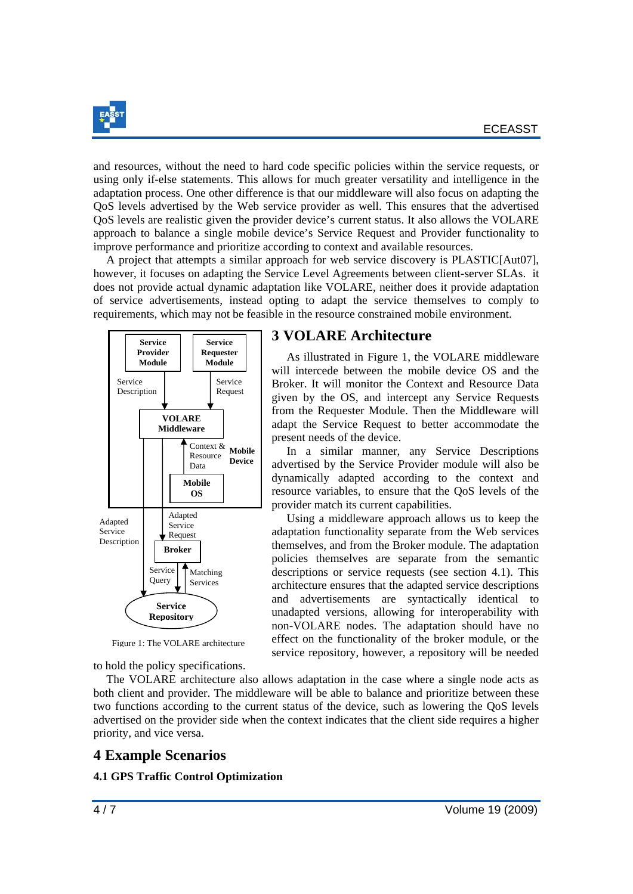and resources, without the need to hard code specific policies within the service requests, or using only if-else statements. This allows for much greater versatility and intelligence in the adaptation process. One other difference is that our middleware will also focus on adapting the QoS levels advertised by the Web service provider as well. This ensures that the advertised QoS levels are realistic given the provider device's current status. It also allows the VOLARE approach to balance a single mobile device's Service Request and Provider functionality to improve performance and prioritize according to context and available resources.

A project that attempts a similar approach for web service discovery is PLASTIC[Aut07], however, it focuses on adapting the Service Level Agreements between client-server SLAs. it does not provide actual dynamic adaptation like VOLARE, neither does it provide adaptation of service advertisements, instead opting to adapt the service themselves to comply to requirements, which may not be feasible in the resource constrained mobile environment.

## 3 VOLARE Architecture

As illustrated in Figure 1, the VOLARE middleware will intercede between the mobile device OS and the Broker. It will monitor the Context and Resource Data given by the OS, and intercept any Service Requests from the Requester Module. Then the Middleware will adapt the Service Request to better accommodate the present needs of the device.

In a similar manner, any Service Descriptions advertised by the Service Provider module will also be dynamically adapted according to the context and resource variables, to ensure that the QoS levels of the provider match its current capabilities.

Using a middleware approach allows us to keep the adaptation functionality separate from the Web services themselves, and from the Broker module. The adaptation policies themselves are separate from the semantic descriptions or service requests (see section 4.1). This architecture ensures that the adapted service descriptions and advertisements are syntactically identical to unadapted versions, allowing for interoperability with non-VOLARE nodes. The adaptation should have no effect on the functionality of the broker module, or the service repository, however, a repository will be needed to hold the policy specifications.

Figure 1: The VOLARE architecture

The VOLARE architecture also allows adaptation in the case where a single node acts as both client and provider. The middleware will be able to balance and prioritize between these two functions according to the current status of the device, such as lowering the QoS levels advertised on the provider side when the context indicates that the client side requires a higher priority, and vice versa.

## 4 Example Scenarios

### 4.1 GPS Traffic Control Optimization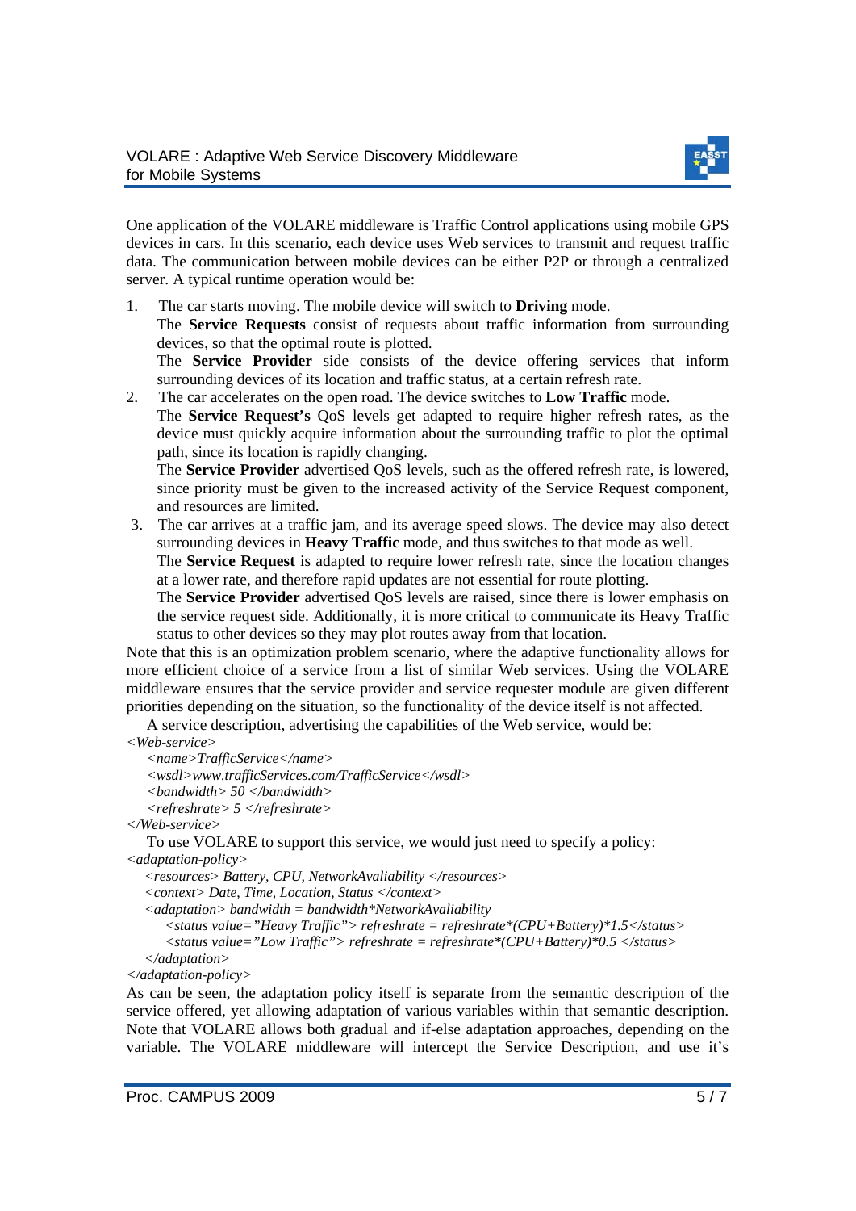One application of the VOLARE middleware is Traffic Control applications using mobile GPS devices in cars. In this scenario, each device uses Web services to transmit and request traffic data. The communication between mobile devices can be either P2P or through a centralized server. A typical runtime operation would be:

1. The car starts moving. The mobile device will switch to **Driving** mode.
   The **Service Requests** consist of requests about traffic information from surrounding devices, so that the optimal route is plotted.
   The **Service Provider** side consists of the device offering services that inform surrounding devices of its location and traffic status, at a certain refresh rate.
2. The car accelerates on the open road. The device switches to **Low Traffic** mode.
   The **Service Request's** QoS levels get adapted to require higher refresh rates, as the device must quickly acquire information about the surrounding traffic to plot the optimal path, since its location is rapidly changing.
   The **Service Provider** advertised QoS levels, such as the offered refresh rate, is lowered, since priority must be given to the increased activity of the Service Request component, and resources are limited.
3. The car arrives at a traffic jam, and its average speed slows. The device may also detect surrounding devices in **Heavy Traffic** mode, and thus switches to that mode as well.
   The **Service Request** is adapted to require lower refresh rate, since the location changes at a lower rate, and therefore rapid updates are not essential for route plotting.
   The **Service Provider** advertised QoS levels are raised, since there is lower emphasis on the service request side. Additionally, it is more critical to communicate its Heavy Traffic status to other devices so they may plot routes away from that location.

Note that this is an optimization problem scenario, where the adaptive functionality allows for more efficient choice of a service from a list of similar Web services. Using the VOLARE middleware ensures that the service provider and service requester module are given different priorities depending on the situation, so the functionality of the device itself is not affected.

A service description, advertising the capabilities of the Web service, would be:

```
<Web-service>
    <name>TrafficService</name>
    <wsdl>www.trafficServices.com/TrafficService</wsdl>
    <bandwidth> 50 </bandwidth>
    <refreshrate> 5 </refreshrate>
</Web-service>
```

To use VOLARE to support this service, we would just need to specify a policy:

```
<adaptation-policy>
    <resources> Battery, CPU, NetworkAvaliability </resources>
    <context> Date, Time, Location, Status </context>
    <adaptation> bandwidth = bandwidth*NetworkAvaliability
        <status value="Heavy Traffic"> refreshrate = refreshrate*(CPU+Battery)*1.5</status>
        <status value="Low Traffic"> refreshrate = refreshrate*(CPU+Battery)*0.5 </status>
    </adaptation>
</adaptation-policy>
```

As can be seen, the adaptation policy itself is separate from the semantic description of the service offered, yet allowing adaptation of various variables within that semantic description. Note that VOLARE allows both gradual and if-else adaptation approaches, depending on the variable. The VOLARE middleware will intercept the Service Description, and use it's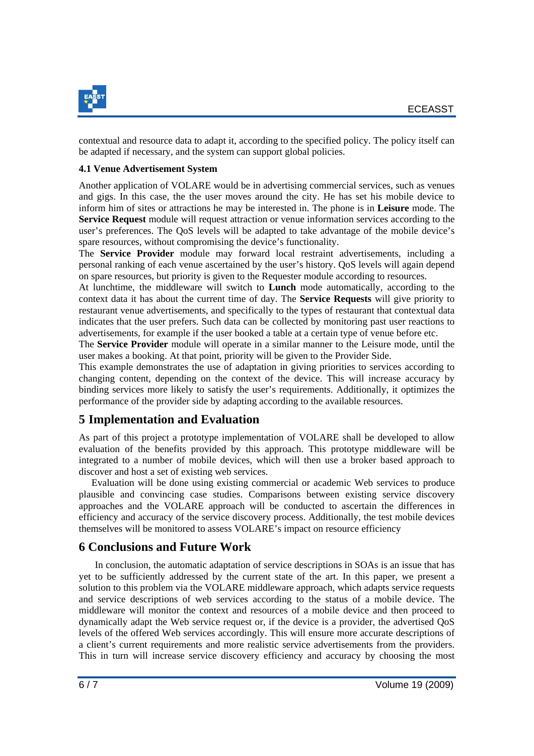contextual and resource data to adapt it, according to the specified policy. The policy itself can be adapted if necessary, and the system can support global policies.

### 4.1 Venue Advertisement System

Another application of VOLARE would be in advertising commercial services, such as venues and gigs. In this case, the the user moves around the city. He has set his mobile device to inform him of sites or attractions he may be interested in. The phone is in **Leisure** mode. The **Service Request** module will request attraction or venue information services according to the user's preferences. The QoS levels will be adapted to take advantage of the mobile device's spare resources, without compromising the device's functionality.

The **Service Provider** module may forward local restraint advertisements, including a personal ranking of each venue ascertained by the user's history. QoS levels will again depend on spare resources, but priority is given to the Requester module according to resources.

At lunchtime, the middleware will switch to **Lunch** mode automatically, according to the context data it has about the current time of day. The **Service Requests** will give priority to restaurant venue advertisements, and specifically to the types of restaurant that contextual data indicates that the user prefers. Such data can be collected by monitoring past user reactions to advertisements, for example if the user booked a table at a certain type of venue before etc.

The **Service Provider** module will operate in a similar manner to the Leisure mode, until the user makes a booking. At that point, priority will be given to the Provider Side.

This example demonstrates the use of adaptation in giving priorities to services according to changing content, depending on the context of the device. This will increase accuracy by binding services more likely to satisfy the user's requirements. Additionally, it optimizes the performance of the provider side by adapting according to the available resources.

## 5 Implementation and Evaluation

As part of this project a prototype implementation of VOLARE shall be developed to allow evaluation of the benefits provided by this approach. This prototype middleware will be integrated to a number of mobile devices, which will then use a broker based approach to discover and host a set of existing web services.

Evaluation will be done using existing commercial or academic Web services to produce plausible and convincing case studies. Comparisons between existing service discovery approaches and the VOLARE approach will be conducted to ascertain the differences in efficiency and accuracy of the service discovery process. Additionally, the test mobile devices themselves will be monitored to assess VOLARE's impact on resource efficiency

## 6 Conclusions and Future Work

In conclusion, the automatic adaptation of service descriptions in SOAs is an issue that has yet to be sufficiently addressed by the current state of the art. In this paper, we present a solution to this problem via the VOLARE middleware approach, which adapts service requests and service descriptions of web services according to the status of a mobile device. The middleware will monitor the context and resources of a mobile device and then proceed to dynamically adapt the Web service request or, if the device is a provider, the advertised QoS levels of the offered Web services accordingly. This will ensure more accurate descriptions of a client's current requirements and more realistic service advertisements from the providers. This in turn will increase service discovery efficiency and accuracy by choosing the most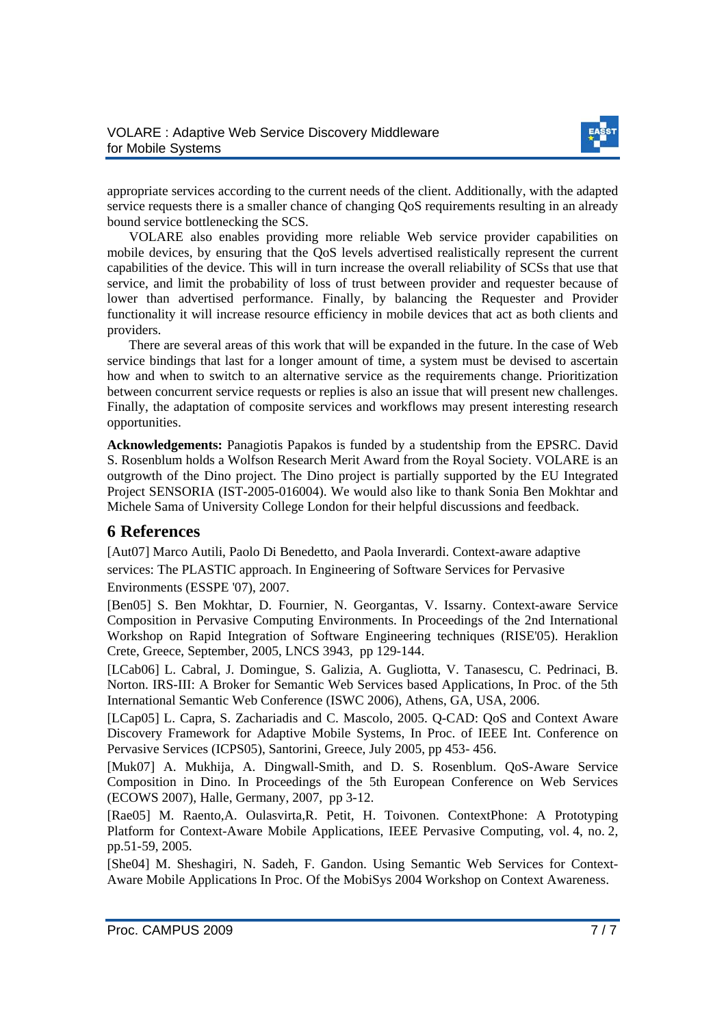appropriate services according to the current needs of the client. Additionally, with the adapted service requests there is a smaller chance of changing QoS requirements resulting in an already bound service bottlenecking the SCS.

VOLARE also enables providing more reliable Web service provider capabilities on mobile devices, by ensuring that the QoS levels advertised realistically represent the current capabilities of the device. This will in turn increase the overall reliability of SCSs that use that service, and limit the probability of loss of trust between provider and requester because of lower than advertised performance. Finally, by balancing the Requester and Provider functionality it will increase resource efficiency in mobile devices that act as both clients and providers.

There are several areas of this work that will be expanded in the future. In the case of Web service bindings that last for a longer amount of time, a system must be devised to ascertain how and when to switch to an alternative service as the requirements change. Prioritization between concurrent service requests or replies is also an issue that will present new challenges. Finally, the adaptation of composite services and workflows may present interesting research opportunities.

**Acknowledgements:** Panagiotis Papakos is funded by a studentship from the EPSRC. David S. Rosenblum holds a Wolfson Research Merit Award from the Royal Society. VOLARE is an outgrowth of the Dino project. The Dino project is partially supported by the EU Integrated Project SENSORIA (IST-2005-016004). We would also like to thank Sonia Ben Mokhtar and Michele Sama of University College London for their helpful discussions and feedback.

## 6 References

[Aut07] Marco Autili, Paolo Di Benedetto, and Paola Inverardi. Context-aware adaptive services: The PLASTIC approach. In Engineering of Software Services for Pervasive Environments (ESSPE '07), 2007.

[Ben05] S. Ben Mokhtar, D. Fournier, N. Georgantas, V. Issarny. Context-aware Service Composition in Pervasive Computing Environments. In Proceedings of the 2nd International Workshop on Rapid Integration of Software Engineering techniques (RISE'05). Heraklion Crete, Greece, September, 2005, LNCS 3943, pp 129-144.

[LCab06] L. Cabral, J. Domingue, S. Galizia, A. Gugliotta, V. Tanasescu, C. Pedrinaci, B. Norton. IRS-III: A Broker for Semantic Web Services based Applications, In Proc. of the 5th International Semantic Web Conference (ISWC 2006), Athens, GA, USA, 2006.

[LCap05] L. Capra, S. Zachariadis and C. Mascolo, 2005. Q-CAD: QoS and Context Aware Discovery Framework for Adaptive Mobile Systems, In Proc. of IEEE Int. Conference on Pervasive Services (ICPS05), Santorini, Greece, July 2005, pp 453- 456.

[Muk07] A. Mukhija, A. Dingwall-Smith, and D. S. Rosenblum. QoS-Aware Service Composition in Dino. In Proceedings of the 5th European Conference on Web Services (ECOWS 2007), Halle, Germany, 2007, pp 3-12.

[Rae05] M. Raento,A. Oulasvirta,R. Petit, H. Toivonen. ContextPhone: A Prototyping Platform for Context-Aware Mobile Applications, IEEE Pervasive Computing, vol. 4, no. 2, pp.51-59, 2005.

[She04] M. Sheshagiri, N. Sadeh, F. Gandon. Using Semantic Web Services for Context-Aware Mobile Applications In Proc. Of the MobiSys 2004 Workshop on Context Awareness.